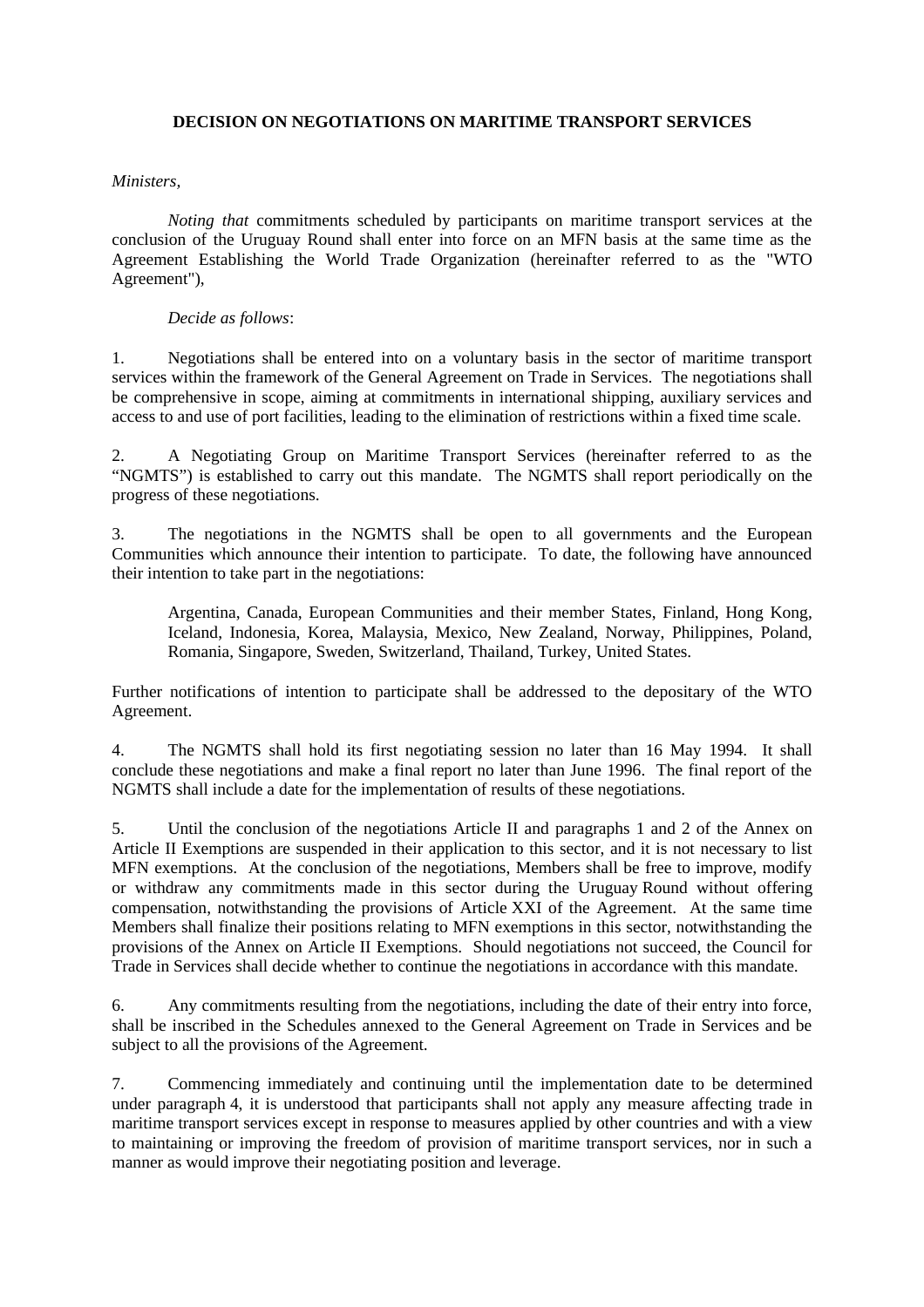# DECISION ON NEGOTIATIONS ON MARITIME TRANSPORT SERVICES

*Ministers,*

*Noting that* commitments scheduled by participants on maritime transport services at the conclusion of the Uruguay Round shall enter into force on an MFN basis at the same time as the Agreement Establishing the World Trade Organization (hereinafter referred to as the "WTO Agreement"),

*Decide as follows*:

1. Negotiations shall be entered into on a voluntary basis in the sector of maritime transport services within the framework of the General Agreement on Trade in Services. The negotiations shall be comprehensive in scope, aiming at commitments in international shipping, auxiliary services and access to and use of port facilities, leading to the elimination of restrictions within a fixed time scale.

2. A Negotiating Group on Maritime Transport Services (hereinafter referred to as the "NGMTS") is established to carry out this mandate. The NGMTS shall report periodically on the progress of these negotiations.

3. The negotiations in the NGMTS shall be open to all governments and the European Communities which announce their intention to participate. To date, the following have announced their intention to take part in the negotiations:

> Argentina, Canada, European Communities and their member States, Finland, Hong Kong, Iceland, Indonesia, Korea, Malaysia, Mexico, New Zealand, Norway, Philippines, Poland, Romania, Singapore, Sweden, Switzerland, Thailand, Turkey, United States.

Further notifications of intention to participate shall be addressed to the depositary of the WTO Agreement.

4. The NGMTS shall hold its first negotiating session no later than 16 May 1994. It shall conclude these negotiations and make a final report no later than June 1996. The final report of the NGMTS shall include a date for the implementation of results of these negotiations.

5. Until the conclusion of the negotiations Article II and paragraphs 1 and 2 of the Annex on Article II Exemptions are suspended in their application to this sector, and it is not necessary to list MFN exemptions. At the conclusion of the negotiations, Members shall be free to improve, modify or withdraw any commitments made in this sector during the Uruguay Round without offering compensation, notwithstanding the provisions of Article XXI of the Agreement. At the same time Members shall finalize their positions relating to MFN exemptions in this sector, notwithstanding the provisions of the Annex on Article II Exemptions. Should negotiations not succeed, the Council for Trade in Services shall decide whether to continue the negotiations in accordance with this mandate.

6. Any commitments resulting from the negotiations, including the date of their entry into force, shall be inscribed in the Schedules annexed to the General Agreement on Trade in Services and be subject to all the provisions of the Agreement.

7. Commencing immediately and continuing until the implementation date to be determined under paragraph 4, it is understood that participants shall not apply any measure affecting trade in maritime transport services except in response to measures applied by other countries and with a view to maintaining or improving the freedom of provision of maritime transport services, nor in such a manner as would improve their negotiating position and leverage.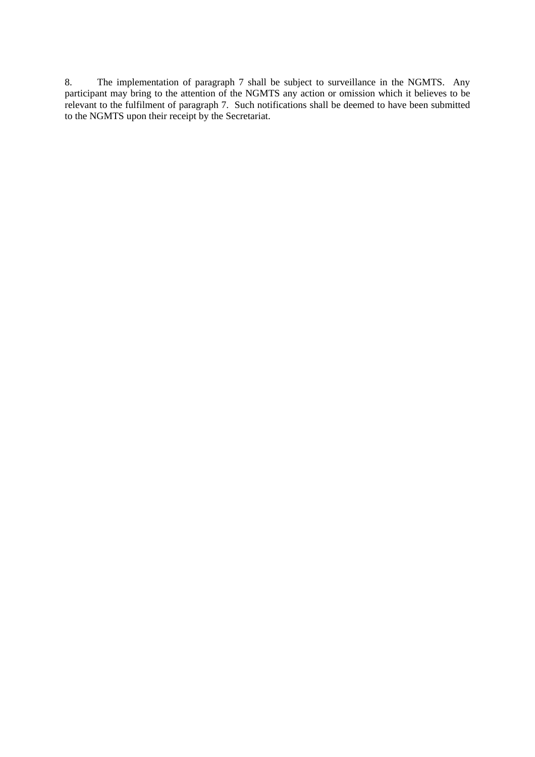8. The implementation of paragraph 7 shall be subject to surveillance in the NGMTS. Any participant may bring to the attention of the NGMTS any action or omission which it believes to be relevant to the fulfilment of paragraph 7. Such notifications shall be deemed to have been submitted to the NGMTS upon their receipt by the Secretariat.